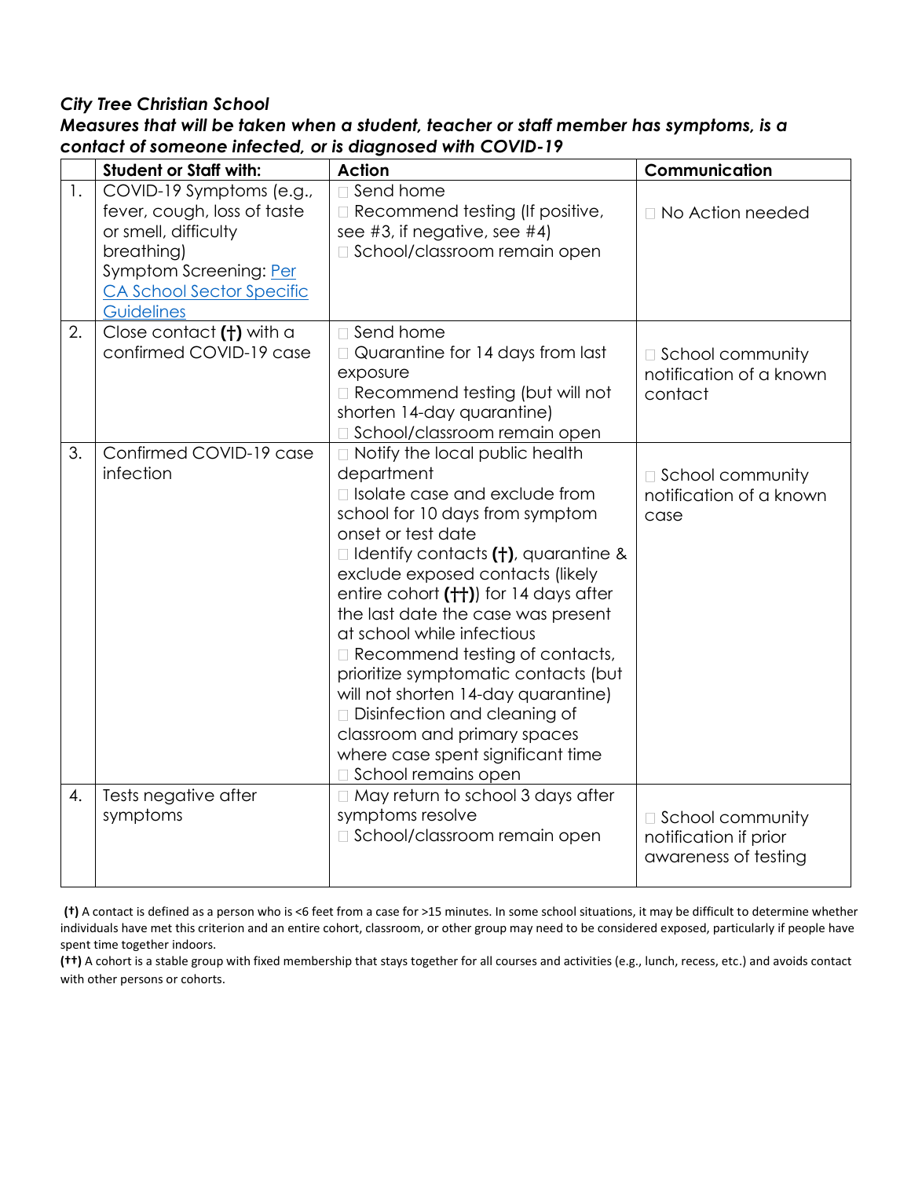***City Tree Christian School***
***Measures that will be taken when a student, teacher or staff member has symptoms, is a contact of someone infected, or is diagnosed with COVID-19***

| | **Student or Staff with:** | **Action** | **Communication** |
|---|---|---|---|
| 1. | COVID-19 Symptoms (e.g., fever, cough, loss of taste or smell, difficulty breathing) Symptom Screening: [Per CA School Sector Specific Guidelines]() | ☐ Send home<br>☐ Recommend testing (If positive, see #3, if negative, see #4)<br>☐ School/classroom remain open | ☐ No Action needed |
| 2. | Close contact **(†)** with a confirmed COVID-19 case | ☐ Send home<br>☐ Quarantine for 14 days from last exposure<br>☐ Recommend testing (but will not shorten 14-day quarantine)<br>☐ School/classroom remain open | ☐ School community notification of a known contact |
| 3. | Confirmed COVID-19 case infection | ☐ Notify the local public health department<br>☐ Isolate case and exclude from school for 10 days from symptom onset or test date<br>☐ Identify contacts **(†)**, quarantine & exclude exposed contacts (likely entire cohort **(††)**) for 14 days after the last date the case was present at school while infectious<br>☐ Recommend testing of contacts, prioritize symptomatic contacts (but will not shorten 14-day quarantine)<br>☐ Disinfection and cleaning of classroom and primary spaces where case spent significant time<br>☐ School remains open | ☐ School community notification of a known case |
| 4. | Tests negative after symptoms | ☐ May return to school 3 days after symptoms resolve<br>☐ School/classroom remain open | ☐ School community notification if prior awareness of testing |

**(†)** A contact is defined as a person who is <6 feet from a case for >15 minutes. In some school situations, it may be difficult to determine whether individuals have met this criterion and an entire cohort, classroom, or other group may need to be considered exposed, particularly if people have spent time together indoors.

**(††)** A cohort is a stable group with fixed membership that stays together for all courses and activities (e.g., lunch, recess, etc.) and avoids contact with other persons or cohorts.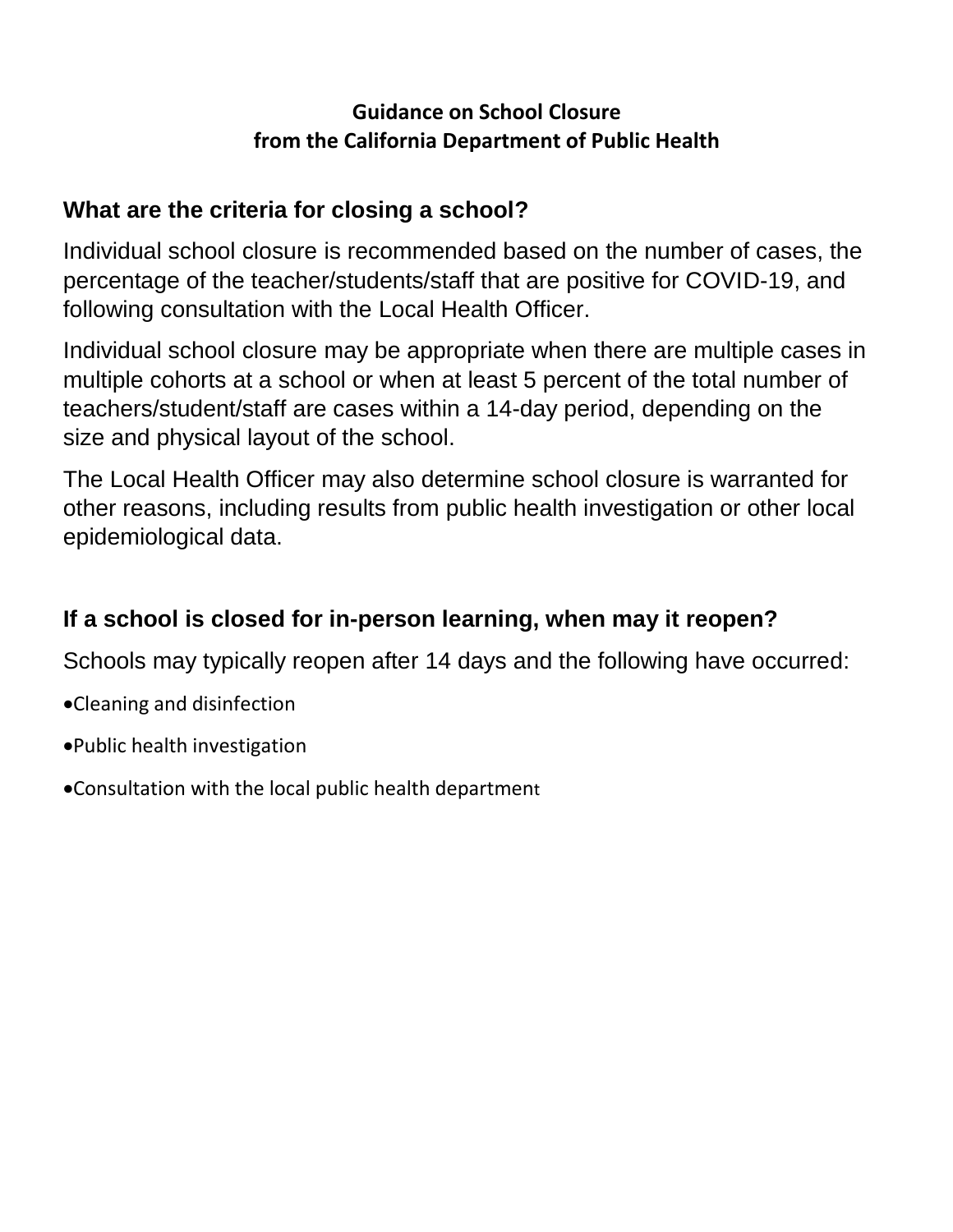**Guidance on School Closure**
**from the California Department of Public Health**

## What are the criteria for closing a school?

Individual school closure is recommended based on the number of cases, the percentage of the teacher/students/staff that are positive for COVID-19, and following consultation with the Local Health Officer.

Individual school closure may be appropriate when there are multiple cases in multiple cohorts at a school or when at least 5 percent of the total number of teachers/student/staff are cases within a 14-day period, depending on the size and physical layout of the school.

The Local Health Officer may also determine school closure is warranted for other reasons, including results from public health investigation or other local epidemiological data.

## If a school is closed for in-person learning, when may it reopen?

Schools may typically reopen after 14 days and the following have occurred:

- Cleaning and disinfection
- Public health investigation
- Consultation with the local public health department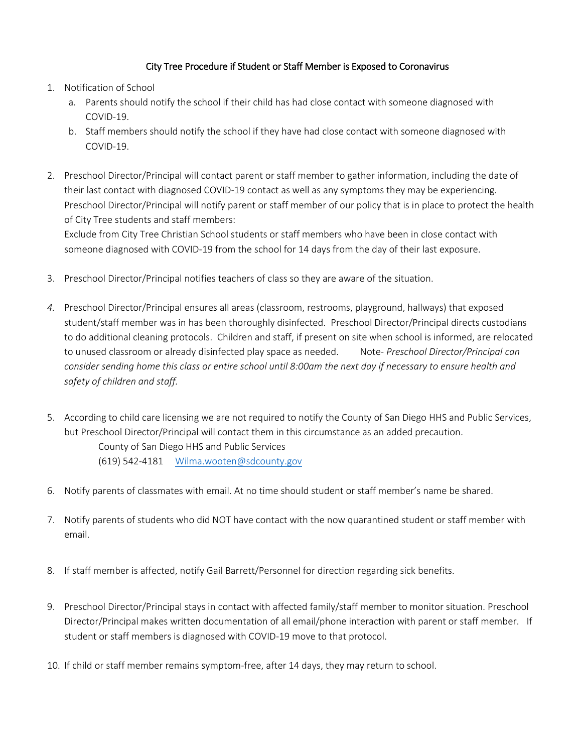# City Tree Procedure if Student or Staff Member is Exposed to Coronavirus

1. Notification of School
   a. Parents should notify the school if their child has had close contact with someone diagnosed with COVID-19.
   b. Staff members should notify the school if they have had close contact with someone diagnosed with COVID-19.

2. Preschool Director/Principal will contact parent or staff member to gather information, including the date of their last contact with diagnosed COVID-19 contact as well as any symptoms they may be experiencing. Preschool Director/Principal will notify parent or staff member of our policy that is in place to protect the health of City Tree students and staff members:
   Exclude from City Tree Christian School students or staff members who have been in close contact with someone diagnosed with COVID-19 from the school for 14 days from the day of their last exposure.

3. Preschool Director/Principal notifies teachers of class so they are aware of the situation.

4. Preschool Director/Principal ensures all areas (classroom, restrooms, playground, hallways) that exposed student/staff member was in has been thoroughly disinfected. Preschool Director/Principal directs custodians to do additional cleaning protocols. Children and staff, if present on site when school is informed, are relocated to unused classroom or already disinfected play space as needed. Note- *Preschool Director/Principal can consider sending home this class or entire school until 8:00am the next day if necessary to ensure health and safety of children and staff.*

5. According to child care licensing we are not required to notify the County of San Diego HHS and Public Services, but Preschool Director/Principal will contact them in this circumstance as an added precaution.
   County of San Diego HHS and Public Services
   (619) 542-4181 Wilma.wooten@sdcounty.gov

6. Notify parents of classmates with email. At no time should student or staff member's name be shared.

7. Notify parents of students who did NOT have contact with the now quarantined student or staff member with email.

8. If staff member is affected, notify Gail Barrett/Personnel for direction regarding sick benefits.

9. Preschool Director/Principal stays in contact with affected family/staff member to monitor situation. Preschool Director/Principal makes written documentation of all email/phone interaction with parent or staff member. If student or staff members is diagnosed with COVID-19 move to that protocol.

10. If child or staff member remains symptom-free, after 14 days, they may return to school.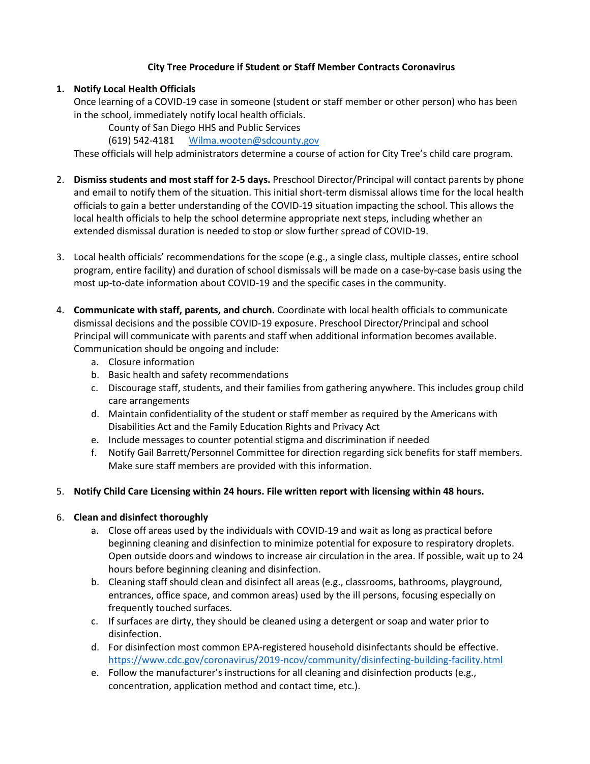**City Tree Procedure if Student or Staff Member Contracts Coronavirus**

1. **Notify Local Health Officials**
   Once learning of a COVID-19 case in someone (student or staff member or other person) who has been in the school, immediately notify local health officials.
   County of San Diego HHS and Public Services
   (619) 542-4181 Wilma.wooten@sdcounty.gov
   These officials will help administrators determine a course of action for City Tree's child care program.

2. **Dismiss students and most staff for 2-5 days.** Preschool Director/Principal will contact parents by phone and email to notify them of the situation. This initial short-term dismissal allows time for the local health officials to gain a better understanding of the COVID-19 situation impacting the school. This allows the local health officials to help the school determine appropriate next steps, including whether an extended dismissal duration is needed to stop or slow further spread of COVID-19.

3. Local health officials' recommendations for the scope (e.g., a single class, multiple classes, entire school program, entire facility) and duration of school dismissals will be made on a case-by-case basis using the most up-to-date information about COVID-19 and the specific cases in the community.

4. **Communicate with staff, parents, and church.** Coordinate with local health officials to communicate dismissal decisions and the possible COVID-19 exposure. Preschool Director/Principal and school Principal will communicate with parents and staff when additional information becomes available. Communication should be ongoing and include:
   a. Closure information
   b. Basic health and safety recommendations
   c. Discourage staff, students, and their families from gathering anywhere. This includes group child care arrangements
   d. Maintain confidentiality of the student or staff member as required by the Americans with Disabilities Act and the Family Education Rights and Privacy Act
   e. Include messages to counter potential stigma and discrimination if needed
   f. Notify Gail Barrett/Personnel Committee for direction regarding sick benefits for staff members. Make sure staff members are provided with this information.

5. **Notify Child Care Licensing within 24 hours. File written report with licensing within 48 hours.**

6. **Clean and disinfect thoroughly**
   a. Close off areas used by the individuals with COVID-19 and wait as long as practical before beginning cleaning and disinfection to minimize potential for exposure to respiratory droplets. Open outside doors and windows to increase air circulation in the area. If possible, wait up to 24 hours before beginning cleaning and disinfection.
   b. Cleaning staff should clean and disinfect all areas (e.g., classrooms, bathrooms, playground, entrances, office space, and common areas) used by the ill persons, focusing especially on frequently touched surfaces.
   c. If surfaces are dirty, they should be cleaned using a detergent or soap and water prior to disinfection.
   d. For disinfection most common EPA-registered household disinfectants should be effective. https://www.cdc.gov/coronavirus/2019-ncov/community/disinfecting-building-facility.html
   e. Follow the manufacturer's instructions for all cleaning and disinfection products (e.g., concentration, application method and contact time, etc.).